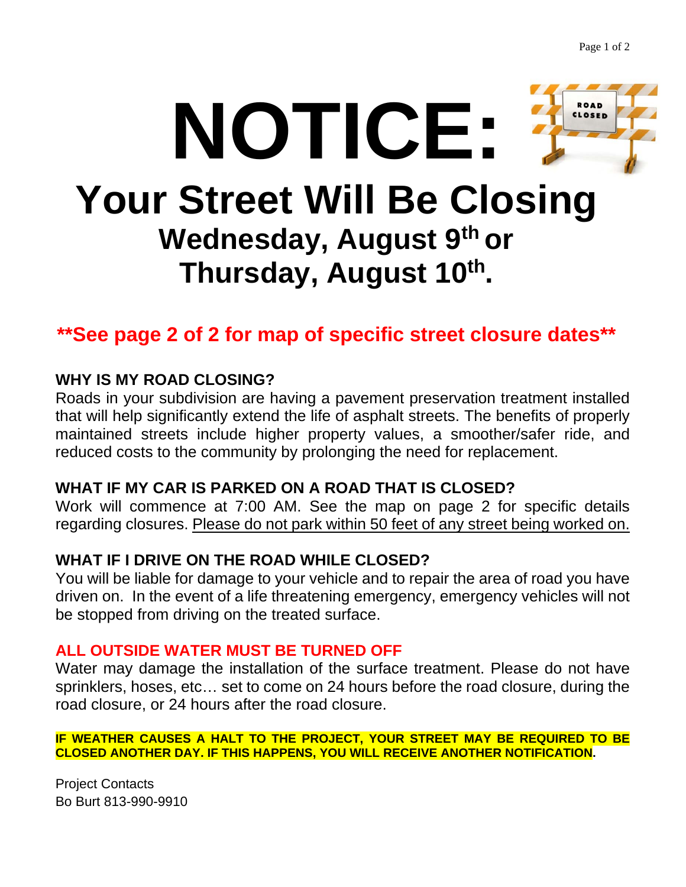# NOTICE:

## Your Street Will Be Closing

### Wednesday, August 9th or Thursday, August 10th.

**\*\*See page 2 of 2 for map of specific street closure dates\*\***

**WHY IS MY ROAD CLOSING?**

Roads in your subdivision are having a pavement preservation treatment installed that will help significantly extend the life of asphalt streets. The benefits of properly maintained streets include higher property values, a smoother/safer ride, and reduced costs to the community by prolonging the need for replacement.

**WHAT IF MY CAR IS PARKED ON A ROAD THAT IS CLOSED?**

Work will commence at 7:00 AM. See the map on page 2 for specific details regarding closures. Please do not park within 50 feet of any street being worked on.

**WHAT IF I DRIVE ON THE ROAD WHILE CLOSED?**

You will be liable for damage to your vehicle and to repair the area of road you have driven on. In the event of a life threatening emergency, emergency vehicles will not be stopped from driving on the treated surface.

**ALL OUTSIDE WATER MUST BE TURNED OFF**

Water may damage the installation of the surface treatment. Please do not have sprinklers, hoses, etc… set to come on 24 hours before the road closure, during the road closure, or 24 hours after the road closure.

**IF WEATHER CAUSES A HALT TO THE PROJECT, YOUR STREET MAY BE REQUIRED TO BE CLOSED ANOTHER DAY. IF THIS HAPPENS, YOU WILL RECEIVE ANOTHER NOTIFICATION.**

Project Contacts
Bo Burt 813-990-9910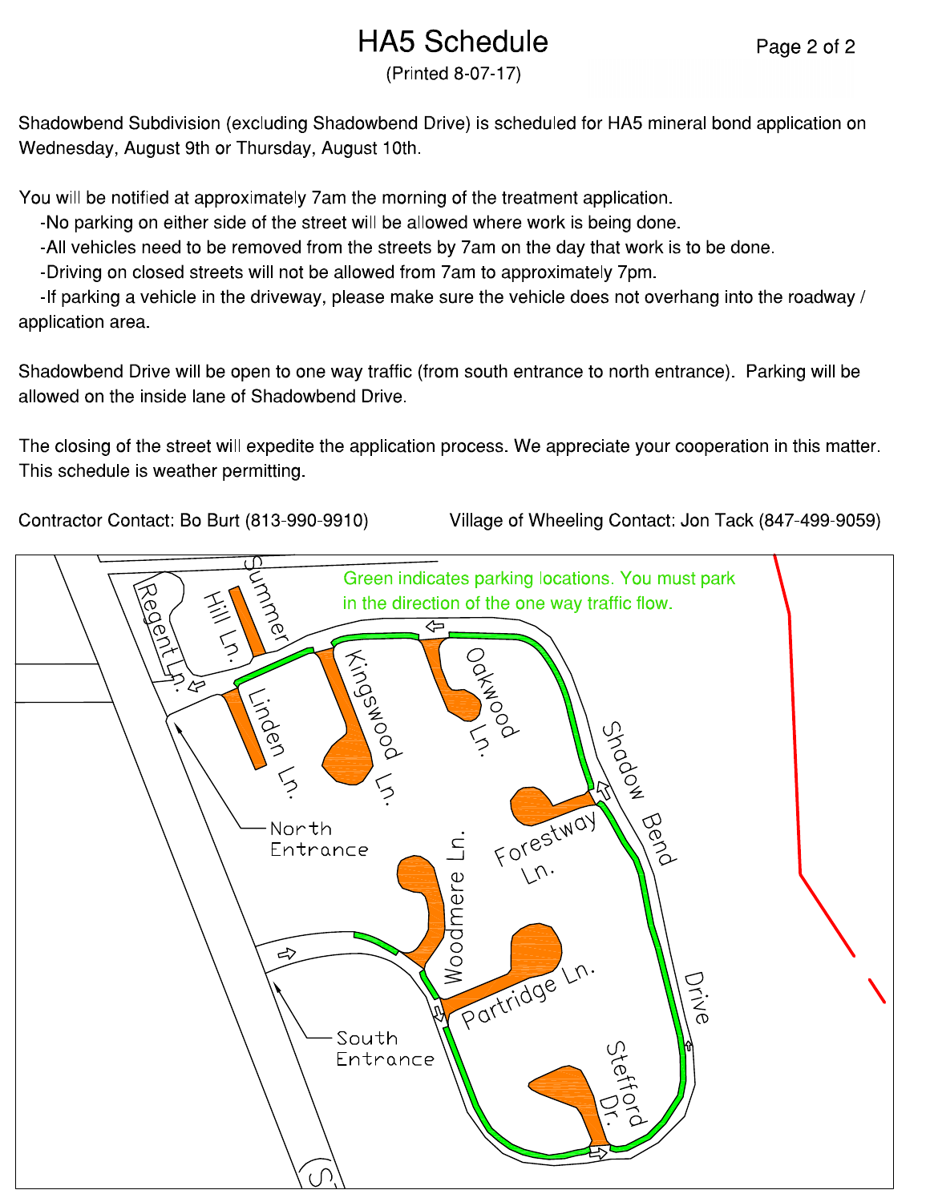# HA5 Schedule

(Printed 8-07-17)

Shadowbend Subdivision (excluding Shadowbend Drive) is scheduled for HA5 mineral bond application on Wednesday, August 9th or Thursday, August 10th.

You will be notified at approximately 7am the morning of the treatment application.

- No parking on either side of the street will be allowed where work is being done.
- All vehicles need to be removed from the streets by 7am on the day that work is to be done.
- Driving on closed streets will not be allowed from 7am to approximately 7pm.
- If parking a vehicle in the driveway, please make sure the vehicle does not overhang into the roadway / application area.

Shadowbend Drive will be open to one way traffic (from south entrance to north entrance). Parking will be allowed on the inside lane of Shadowbend Drive.

The closing of the street will expedite the application process. We appreciate your cooperation in this matter. This schedule is weather permitting.

Contractor Contact: Bo Burt (813-990-9910)

Village of Wheeling Contact: Jon Tack (847-499-9059)

Green indicates parking locations. You must park in the direction of the one way traffic flow.

Regent Ln.

Summer Hill Ln.

Linden Ln.

Kingswood Ln.

Oakwood Ln.

Shadow Bend Drive

Forestway Ln.

Woodmere Ln.

Partridge Ln.

Stefford Dr.

North Entrance

South Entrance